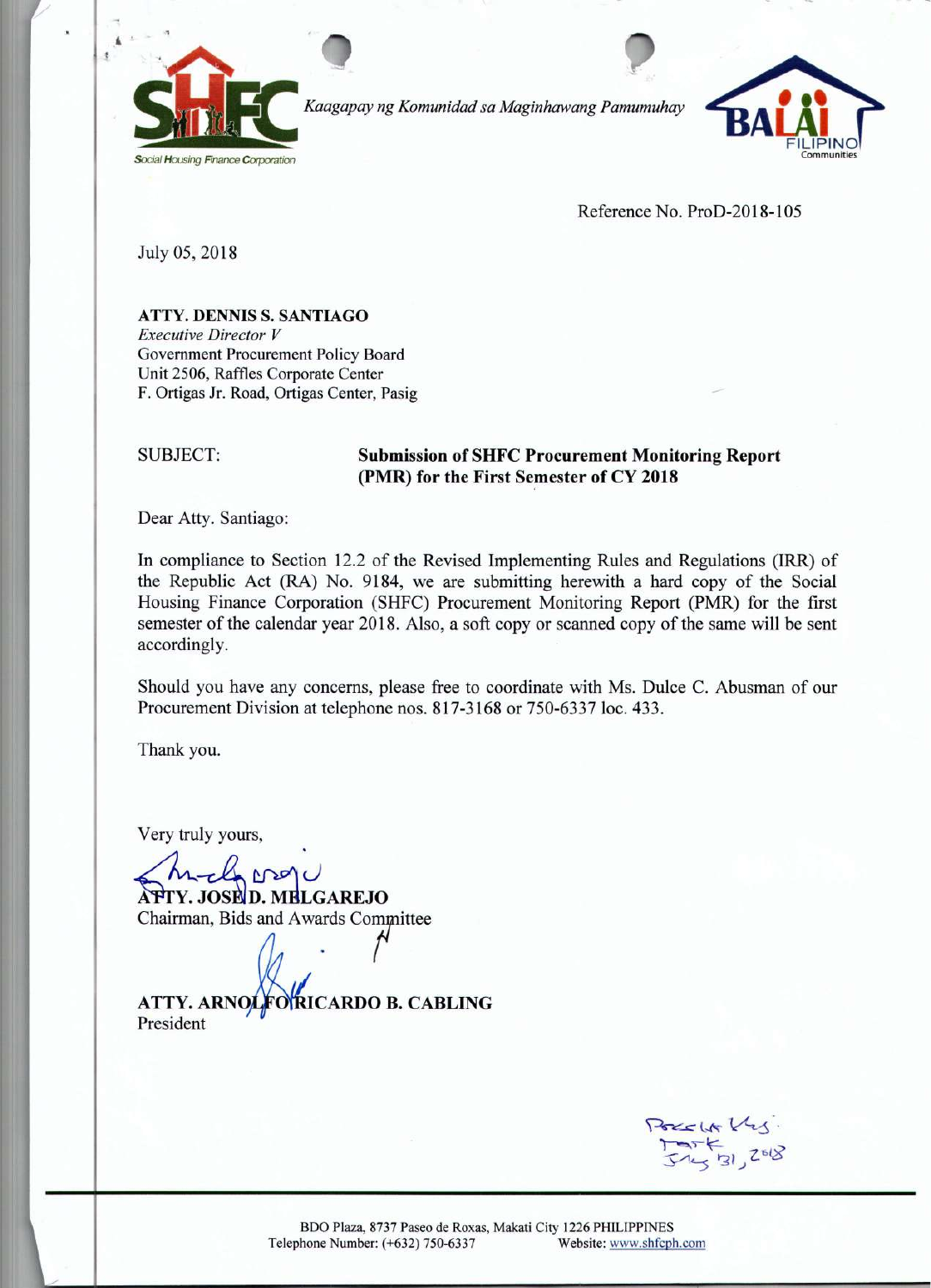Social Housing Finance Corporation

*Kaagapay ng Komunidad sa Maginhawang Pamumuhay*

BALAI FILIPINO Communities

Reference No. ProD-2018-105

July 05, 2018

**ATTY. DENNIS S. SANTIAGO**
*Executive Director V*
Government Procurement Policy Board
Unit 2506, Raffles Corporate Center
F. Ortigas Jr. Road, Ortigas Center, Pasig

SUBJECT: **Submission of SHFC Procurement Monitoring Report (PMR) for the First Semester of CY 2018**

Dear Atty. Santiago:

In compliance to Section 12.2 of the Revised Implementing Rules and Regulations (IRR) of the Republic Act (RA) No. 9184, we are submitting herewith a hard copy of the Social Housing Finance Corporation (SHFC) Procurement Monitoring Report (PMR) for the first semester of the calendar year 2018. Also, a soft copy or scanned copy of the same will be sent accordingly.

Should you have any concerns, please free to coordinate with Ms. Dulce C. Abusman of our Procurement Division at telephone nos. 817-3168 or 750-6337 loc. 433.

Thank you.

Very truly yours,

**ATTY. JOSE D. MELGAREJO**
Chairman, Bids and Awards Committee

**ATTY. ARNOLFO RICARDO B. CABLING**
President

BDO Plaza, 8737 Paseo de Roxas, Makati City 1226 PHILIPPINES
Telephone Number: (+632) 750-6337 Website: www.shfcph.com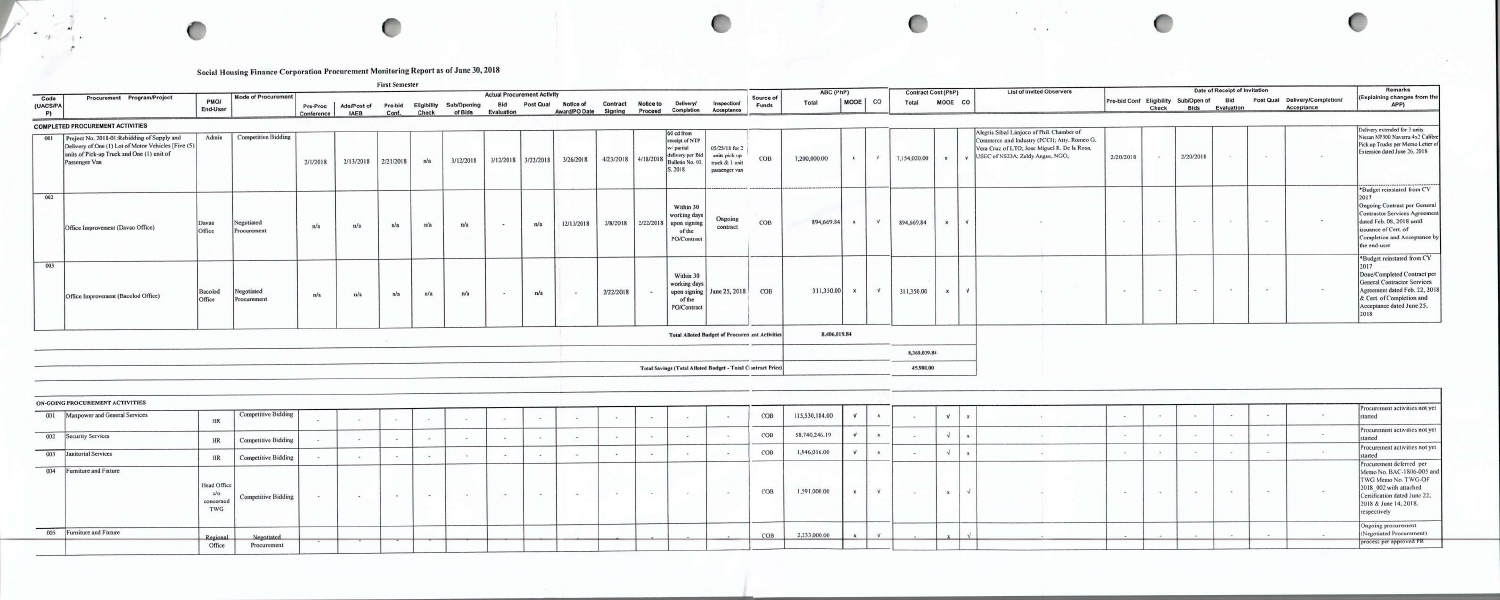## Social Housing Finance Corporation Procurement Monitoring Report as of June 30, 2018

### First Semester

| Code (UACS/PAP) | Procurement Program/Project | PMO/End-User | Mode of Procurement | Actual Procurement Activity | | | | | | | | | | | | Source of Funds | ABC (PhP) | | | Contract Cost (PhP) | | | List of Invited Observers | Date of Receipt of Invitation | | | | | | | Remarks (Explaining changes from the APP) |
|---|---|---|---|---|---|---|---|---|---|---|---|---|---|---|---|---|---|---|---|---|---|---|---|---|---|---|---|---|---|---|---|
| | | | | Pre-Proc Conference | Ads/Post of IAEB | Pre-bid Conf. | Eligibility Check | Sub/Opening of Bids | Bid Evaluation | Post Qual | Notice of Award/PO Date | Contract Signing | Notice to Proceed | Delivery/Completion | Inspection/Acceptance | | Total | MOOE | CO | Total | MOOE | CO | | Pre-bid Conf | Eligibility Check | Sub/Open of Bids | Bid Evaluation | Post Qual | Delivery/Completion/Acceptance | | |
| **COMPLETED PROCUREMENT ACTIVITIES** | | | | | | | | | | | | | | | | | | | | | | | | | | | | | | | |
| 001 | Project No. 2018-01:Rebidding of Supply and Delivery of One (1) Lot of Motor Vehicles [Five (5) units of Pick-up Truck and One (1) unit of Passenger Van | Admin | Competitive Bidding | 2/1/2018 | 2/13/2018 | 2/21/2018 | n/a | 3/12/2018 | 3/12/2018 | 3/22/2018 | 3/26/2018 | 4/23/2018 | 4/18/2018 | 60 cd from receipt of NTP w/ partial delivery per Bid Bulletin No. 01, S. 2018 | 05/25/18 for 2 units pick-up truck & 1 unit passenger van | COB | 7,290,000.00 | x | √ | 7,154,020.00 | x | √ | Alegria Sibal Limjoco of Phil. Chamber of Commerce and Industry (PCCI); Atty. Romeo G. Vera Cruz of LTO; Jose Miguel R. De la Rosa, USEC of NEDA; Zaldy Angus, NGO; | 2/20/2018 | - | 2/20/2018 | - | - | - | | Delivery extended for 3 units Nissan NP300 Navara 4x2 Calibre Pick up Trucks per Memo Letter of Extension dated June 26, 2018 |
| 002 | Office Improvement (Davao Office) | Davao Office | Negotiated Procurement | n/a | n/a | n/a | n/a | n/a | - | n/a | 12/13/2018 | 2/8/2018 | 2/22/2018 | Within 30 working days upon signing of the PO/Contract | Ongoing contract | COB | 894,669.84 | x | √ | 894,669.84 | x | √ | - | - | - | - | - | - | - | | *Budget reinstated from CY 2017 Ongoing Contract per General Contractor Services Agreement dated Feb. 08, 2018 until issuance of Cert. of Completion and Acceptance by the end-user |
| 003 | Office Improvement (Bacolod Office) | Bacolod Office | Negotiated Procurement | n/a | n/a | n/a | n/a | n/a | - | n/a | - | 2/22/2018 | - | Within 30 working days upon signing of the PO/Contract | June 25, 2018 | COB | 311,350.00 | x | √ | 311,350.00 | x | √ | - | - | - | - | - | - | - | | *Budget reinstated from CY 2017 Done/Completed Contract per General Contractor Services Agreement dated Feb. 22, 2018 & Cert. of Completion and Acceptance dated June 25, 2018 |
| | | | | | | | | | | | | | | | Total Alloted Budget of Procurement Activities | | 8,496,019.84 | | | | | | | | | | | | | | |
| | | | | | | | | | | | | | | | | | | | | 8,360,039.84 | | | | | | | | | | | |
| | | | | | | | | | | | | | | | Total Savings (Total Alloted Budget - Total Contract Price) | | | | | 45,980.00 | | | | | | | | | | | |
| **ON-GOING PROCUREMENT ACTIVITIES** | | | | | | | | | | | | | | | | | | | | | | | | | | | | | | | |
| 001 | Manpower and General Services | HR | Competitive Bidding | - | - | - | - | - | - | - | - | - | - | - | - | COB | 115,530,184.00 | √ | x | - | √ | x | - | - | - | - | - | - | - | | Procurement activities not yet started |
| 002 | Security Services | HR | Competitive Bidding | - | - | - | - | - | - | - | - | - | - | - | - | COB | 58,740,246.19 | √ | x | - | √ | x | - | - | - | - | - | - | - | | Procurement activities not yet started |
| 003 | Janitorial Services | HR | Competitive Bidding | - | - | - | - | - | - | - | - | - | - | - | - | COB | 1,546,014.00 | √ | x | - | √ | x | - | - | - | - | - | - | - | | Procurement activities not yet started |
| 004 | Furniture and Fixture | Head Office c/o concerned TWG | Competitive Bidding | - | - | - | - | - | - | - | - | - | - | - | - | COB | 1,591,000.00 | x | √ | - | x | √ | - | - | - | - | - | - | - | | Procurement deferred per Memo No. BAC-1806-005 and TWG Memo No. TWG-OF 2018_002 with attached Certification dated June 22, 2018 & June 14, 2018, respectively |
| 005 | Furniture and Fixture | Regional Office | Negotiated Procurement | - | - | - | - | - | - | - | - | - | - | - | - | COB | 2,233,000.00 | x | √ | - | x | √ | - | - | - | - | - | - | - | | Ongoing procurement (Negotiated Procurement) process per approved PR |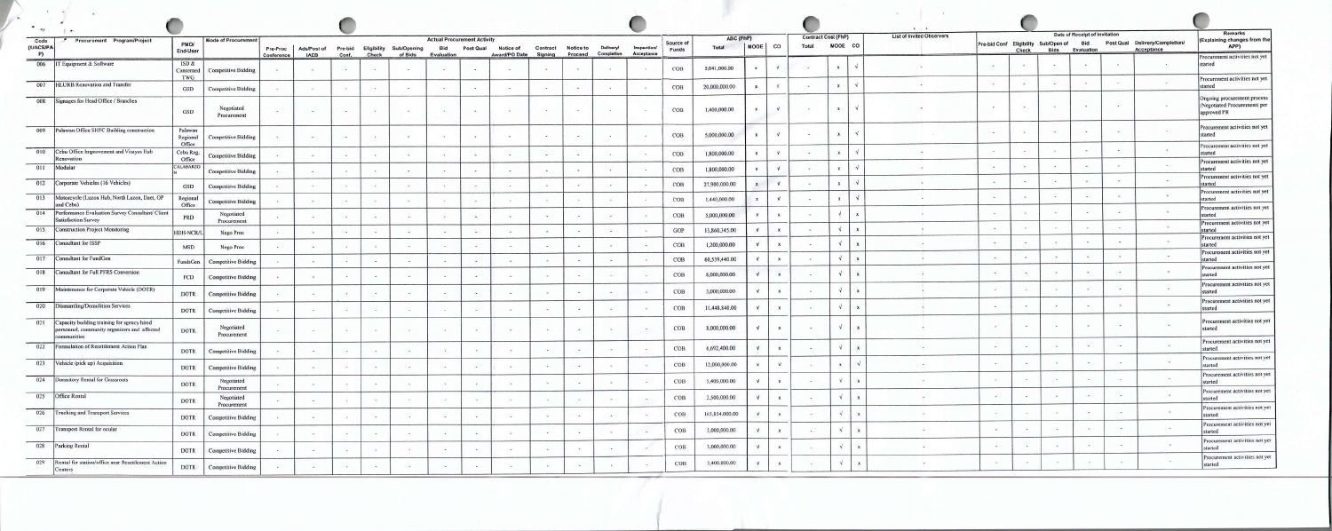| Code (UACS/PAP) | Procurement Program/Project | PMO/ End-User | Mode of Procurement | Actual Procurement Activity | | | | | | | | | | | | Source of Funds | ABC (PhP) | | | Contract Cost (PhP) | | | List of Invited Observers | Date of Receipt of Invitation | | | | | | Remarks (Explaining changes from the APP) |
|---|---|---|---|---|---|---|---|---|---|---|---|---|---|---|---|---|---|---|---|---|---|---|---|---|---|---|---|---|---|---|
| | | | | Pre-Proc Conference | Ads/Post of IAEB | Pre-bid Conf. | Eligibility Check | Sub/Opening of Bids | Bid Evaluation | Post Qual | Notice of Award/PO Date | Contract Signing | Notice to Proceed | Delivery/ Completion | Inspection/ Acceptance | | Total | MOOE | CO | Total | MOOE | CO | | Pre-bid Conf | Eligibility Check | Sub/Open of Bids | Bid Evaluation | Post Qual | Delivery/Completion/ Acceptance | |
| 006 | IT Equipment & Software | ISD & Concerned TWG | Competitive Bidding | - | - | - | - | - | - | - | - | - | - | - | - | COB | 5,041,000.00 | x | √ | - | x | √ | - | - | - | - | - | - | - | Procurement activities not yet started |
| 007 | HLURB Renovation and Transfer | GSD | Competitive Bidding | - | - | - | - | - | - | - | - | - | - | - | - | COB | 20,000,000.00 | x | √ | - | x | √ | - | - | - | - | - | - | - | Procurement activities not yet started |
| 008 | Signages for Head Office / Branches | GSD | Negotiated Procurement | - | - | - | - | - | - | - | - | - | - | - | - | COB | 1,400,000.00 | x | √ | - | x | √ | - | - | - | - | - | - | - | Ongoing procurement process (Negotiated Procurement) per approved PR |
| 009 | Palawan Office SHFC Building construction | Palawan Regional Office | Competitive Bidding | - | - | - | - | - | - | - | - | - | - | - | - | COB | 5,000,000.00 | x | √ | - | x | √ | - | - | - | - | - | - | - | Procurement activities not yet started |
| 010 | Cebu Office Improvement and Visayas Hub Renovation | Cebu Reg. Office | Competitive Bidding | - | - | - | - | - | - | - | - | - | - | - | - | COB | 1,800,000.00 | x | √ | - | x | √ | - | - | - | - | - | - | - | Procurement activities not yet started |
| 011 | Modular | CALABARZON | Competitive Bidding | - | - | - | - | - | - | - | - | - | - | - | - | COB | 1,800,000.00 | x | √ | - | x | √ | - | - | - | - | - | - | - | Procurement activities not yet started |
| 012 | Corporate Vehicles (16 Vehicles) | GSD | Competitive Bidding | - | - | - | - | - | - | - | - | - | - | - | - | COB | 27,900,000.00 | x | √ | - | x | √ | - | - | - | - | - | - | - | Procurement activities not yet started |
| 013 | Motorcycle (Luzon Hub, North Luzon, Daet, OP and Cebu) | Regional Office | Competitive Bidding | - | - | - | - | - | - | - | - | - | - | - | - | COB | 1,440,000.00 | x | √ | - | x | √ | - | - | - | - | - | - | - | Procurement activities not yet started |
| 014 | Performance Evaluation Survey Consultant/ Client Satisfaction Survey | PRD | Negotiated Procurement | - | - | - | - | - | - | - | - | - | - | - | - | COB | 5,000,000.00 | √ | x | - | √ | x | - | - | - | - | - | - | - | Procurement activities not yet started |
| 015 | Construction Project Monitoring | HDH-NCR/L | Nego Proc | - | - | - | - | - | - | - | - | - | - | - | - | GOP | 13,860,345.00 | √ | x | - | √ | x | - | - | - | - | - | - | - | Procurement activities not yet started |
| 016 | Consultant for ISSP | MSD | Nego Proc | - | - | - | - | - | - | - | - | - | - | - | - | COB | 1,200,000.00 | √ | x | - | √ | x | - | - | - | - | - | - | - | Procurement activities not yet started |
| 017 | Consultant for FundGen | FundGen | Competitive Bidding | - | - | - | - | - | - | - | - | - | - | - | - | COB | 60,539,440.00 | √ | x | - | √ | x | - | - | - | - | - | - | - | Procurement activities not yet started |
| 018 | Consultant for Full PFRS Conversion | FCD | Competitive Bidding | - | - | - | - | - | - | - | - | - | - | - | - | COB | 8,000,000.00 | √ | x | - | √ | x | - | - | - | - | - | - | - | Procurement activities not yet started |
| 019 | Maintenance for Corporate Vehicle (DOTR) | DOTR | Competitive Bidding | - | - | - | - | - | - | - | - | - | - | - | - | COB | 3,000,000.00 | √ | x | - | √ | x | - | - | - | - | - | - | - | Procurement activities not yet started |
| 020 | Dismantling/Demolition Services | DOTR | Competitive Bidding | - | - | - | - | - | - | - | - | - | - | - | - | COB | 11,448,840.00 | √ | x | - | √ | x | - | - | - | - | - | - | - | Procurement activities not yet started |
| 021 | Capacity building training for agency hired personnel, community organizers and affected communities | DOTR | Negotiated Procurement | - | - | - | - | - | - | - | - | - | - | - | - | COB | 8,000,000.00 | √ | x | - | √ | x | - | - | - | - | - | - | - | Procurement activities not yet started |
| 022 | Formulation of Resettlement Action Plan | DOTR | Competitive Bidding | - | - | - | - | - | - | - | - | - | - | - | - | COB | 6,692,400.00 | √ | x | - | √ | x | - | - | - | - | - | - | - | Procurement activities not yet started |
| 023 | Vehicle (pick up) Acquisition | DOTR | Competitive Bidding | - | - | - | - | - | - | - | - | - | - | - | - | COB | 12,000,000.00 | x | √ | - | x | √ | - | - | - | - | - | - | - | Procurement activities not yet started |
| 024 | Dormitory Rental for Grassroots | DOTR | Negotiated Procurement | - | - | - | - | - | - | - | - | - | - | - | - | COB | 5,400,000.00 | √ | x | - | √ | x | - | - | - | - | - | - | - | Procurement activities not yet started |
| 025 | Office Rental | DOTR | Negotiated Procurement | - | - | - | - | - | - | - | - | - | - | - | - | COB | 2,500,000.00 | √ | x | - | √ | x | - | - | - | - | - | - | - | Procurement activities not yet started |
| 026 | Trucking and Transport Services | DOTR | Competitive Bidding | - | - | - | - | - | - | - | - | - | - | - | - | COB | 165,854,000.00 | √ | x | - | √ | x | - | - | - | - | - | - | - | Procurement activities not yet started |
| 027 | Transport Rental for ocular | DOTR | Competitive Bidding | - | - | - | - | - | - | - | - | - | - | - | - | COB | 3,000,000.00 | √ | x | - | √ | x | - | - | - | - | - | - | - | Procurement activities not yet started |
| 028 | Parking Rental | DOTR | Competitive Bidding | - | - | - | - | - | - | - | - | - | - | - | - | COB | 3,000,000.00 | √ | x | - | √ | x | - | - | - | - | - | - | - | Procurement activities not yet started |
| 029 | Rental for station/office near Resettlement Action Centers | DOTR | Competitive Bidding | - | - | - | - | - | - | - | - | - | - | - | - | COB | 5,400,000.00 | √ | x | - | √ | x | - | - | - | - | - | - | - | Procurement activities not yet started |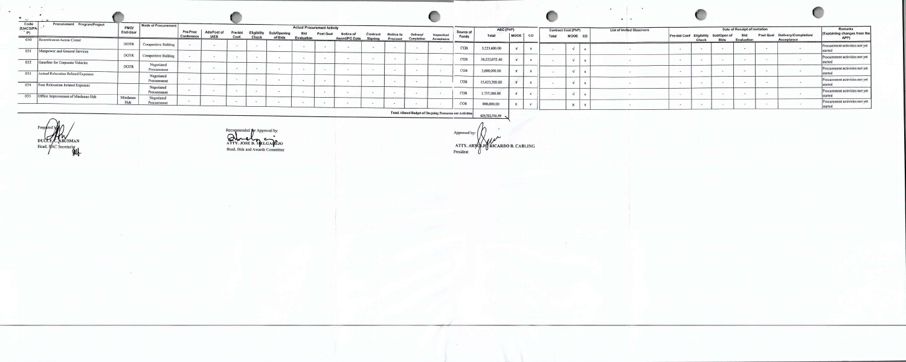| Code (UACS/PAP) | Procurement Program/Project | PMO/ End-User | Mode of Procurement | Actual Procurement Activity | | | | | | | | | | | | Source of Funds | ABC (PhP) | | | Contract Cost (PhP) | | | List of Invited Observers | Date of Receipt of Invitation | | | | | | | Remarks (Explaining changes from the APP) |
|---|---|---|---|---|---|---|---|---|---|---|---|---|---|---|---|---|---|---|---|---|---|---|---|---|---|---|---|---|---|---|---|
| | | | | Pre-Proc Conference | Ads/Post of IAEB | Pre-bid Conf. | Eligibility Check | Sub/Opening of Bids | Bid Evaluation | Post Qual | Notice of Award/PO Date | Contract Signing | Notice to Proceed | Delivery/ Completion | Inspection/ Acceptance | | Total | MOOE | CO | Total | MOOE | CO | | Pre-bid Conf | Eligibility Check | Sub/Open of Bids | Bid Evaluation | Post Qual | Delivery/Completion/ Acceptance | | |
| 030 | Resettlement Action Center | DOTR | Competitive Bidding | - | - | - | - | - | - | - | - | - | - | - | - | COB | 5,223,400.00 | √ | x | - | √ | x | - | - | - | - | - | - | - | | Procurement activities not yet started |
| 031 | Manpower and General Services | DOTR | Competitive Bidding | - | - | - | - | - | - | - | - | - | - | - | - | COB | 38,222,072.40 | √ | x | - | √ | x | - | - | - | - | - | - | - | | Procurement activities not yet started |
| 032 | Gasoline for Corporate Vehicles | DOTR | Negotiated Procurement | - | - | - | - | - | - | - | - | - | - | - | - | COB | 3,000,000.00 | √ | x | - | √ | x | - | - | - | - | - | - | - | | Procurement activities not yet started |
| 033 | Actual Relocation Related Expenses | | Negotiated Procurement | - | - | - | - | - | - | - | - | - | - | - | - | COB | 15,423,200.00 | √ | x | - | √ | x | - | - | - | - | - | - | - | | Procurement activities not yet started |
| 034 | Post Relocation Related Expenses | | Negotiated Procurement | - | - | - | - | - | - | - | - | - | - | - | - | COB | 1,737,588.00 | √ | x | - | √ | x | - | - | - | - | - | - | - | | Procurement activities not yet started |
| 035 | Office Improvement of Mindanao Hub | Mindanao Hub | Negotiated Procurement | - | - | - | - | - | - | - | - | - | - | - | - | COB | 800,000.00 | x | √ | | x | √ | - | - | - | - | - | - | - | | Procurement activities not yet started |
| | | | | | | | | | | | | | | | Total Alloted Budget of On-going Procurement Activities | | 625,722,731.59 | | | | | | | | | | | | | | |

Prepared by:

DULCE C. ABUSMAN
Head, BAC Secretariat

Recommended for Approval by:

ATTY. JOSE D. MELGAREJO
Head, Bids and Awards Committee

Approved by:

ATTY. ARNOLFO RICARDO B. CABLING
President